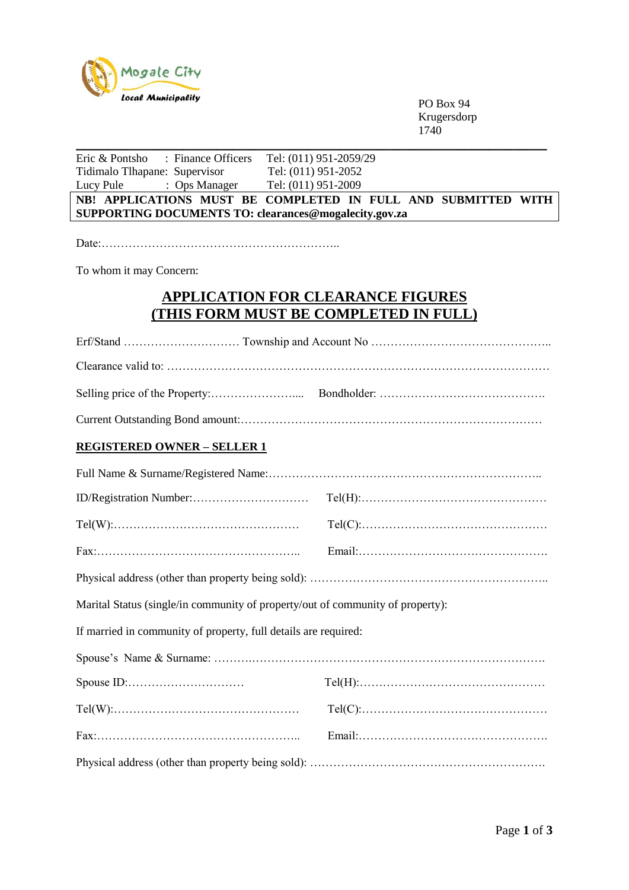Mogale City
Local Municipality

PO Box 94
Krugersdorp
1740

| | | |
|---|---|---|
| Eric & Pontsho | : Finance Officers | Tel: (011) 951-2059/29 |
| Tidimalo Tlhapane: | Supervisor | Tel: (011) 951-2052 |
| Lucy Pule | : Ops Manager | Tel: (011) 951-2009 |

**NB! APPLICATIONS MUST BE COMPLETED IN FULL AND SUBMITTED WITH SUPPORTING DOCUMENTS TO: clearances@mogalecity.gov.za**

Date:……………………………………………………..

To whom it may Concern:

## APPLICATION FOR CLEARANCE FIGURES
## (THIS FORM MUST BE COMPLETED IN FULL)

Erf/Stand ………………………… Township and Account No ………………………………………..

Clearance valid to: ……………………………………………………………………………………

Selling price of the Property:………………….... Bondholder: …………………………………….

Current Outstanding Bond amount:…………………………………………………………………

### REGISTERED OWNER – SELLER 1

Full Name & Surname/Registered Name:……………………………………………………………..

ID/Registration Number:………………………… Tel(H):…………………………………………

Tel(W):………………………………………… Tel(C):…………………………………………

Fax:…………………………………………….. Email:………………………………………….

Physical address (other than property being sold): …………………………………………………..

Marital Status (single/in community of property/out of community of property):

If married in community of property, full details are required:

Spouse's Name & Surname: …………………………………………………………………………

Spouse ID:………………………… Tel(H):…………………………………………

Tel(W):………………………………………… Tel(C):…………………………………………

Fax:…………………………………………….. Email:………………………………………….

Physical address (other than property being sold): ………………………………………………….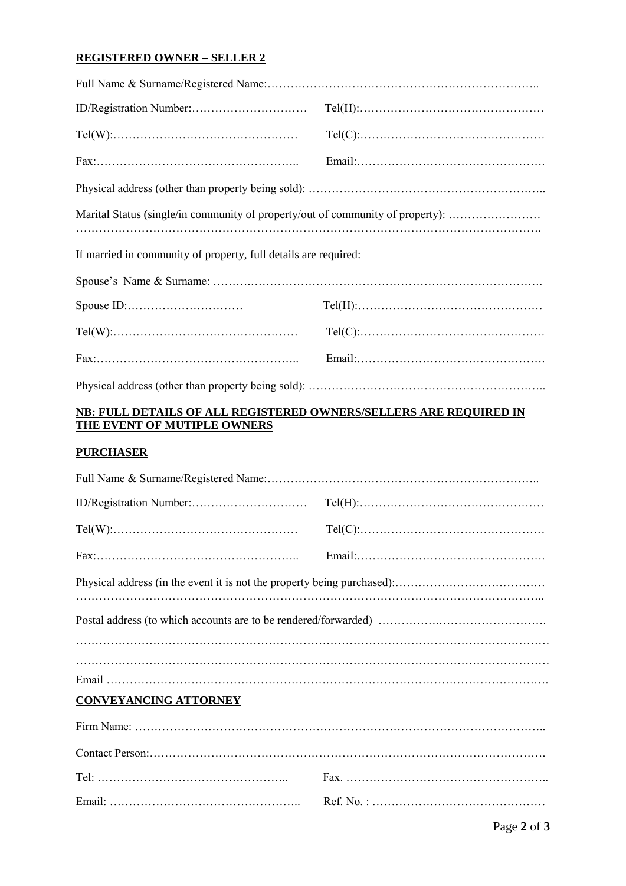**REGISTERED OWNER – SELLER 2**

Full Name & Surname/Registered Name:……………………………………………………………..

ID/Registration Number:…………………………   Tel(H):…………………………………………

Tel(W):…………………………………………   Tel(C):…………………………………………

Fax:……………………………………………..   Email:………………………………………….

Physical address (other than property being sold): …………………………………………………..

Marital Status (single/in community of property/out of community of property): ……………………
……………………………………………………………………………………………………….

If married in community of property, full details are required:

Spouse's Name & Surname: ……….……………………………………………………………….

Spouse ID:…………………………   Tel(H):…………………………………………

Tel(W):…………………………………………   Tel(C):…………………………………………

Fax:……………………………………………..   Email:………………………………………….

Physical address (other than property being sold): …………………………………………………..

**NB: FULL DETAILS OF ALL REGISTERED OWNERS/SELLERS ARE REQUIRED IN THE EVENT OF MUTIPLE OWNERS**

**PURCHASER**

Full Name & Surname/Registered Name:……………………………………………………………..

ID/Registration Number:…………………………   Tel(H):…………………………………………

Tel(W):…………………………………………   Tel(C):…………………………………………

Fax:……………………………………………..   Email:………………………………………….

Physical address (in the event it is not the property being purchased):…………………………………
………………………………………………………………………………………………………..

Postal address (to which accounts are to be rendered/forwarded) …………….…………………….
…………………………………………………………………………………………………………
…………………………………………………………………………………………………………

Email ……………………………………………………………………………………………….

**CONVEYANCING ATTORNEY**

Firm Name: …………………………………………………………………………………………..

Contact Person:……………………………………………………………………………………….

Tel: …………………………………………..   Fax. …………………………………………..

Email: …………………………………………..   Ref. No. : ……………………………………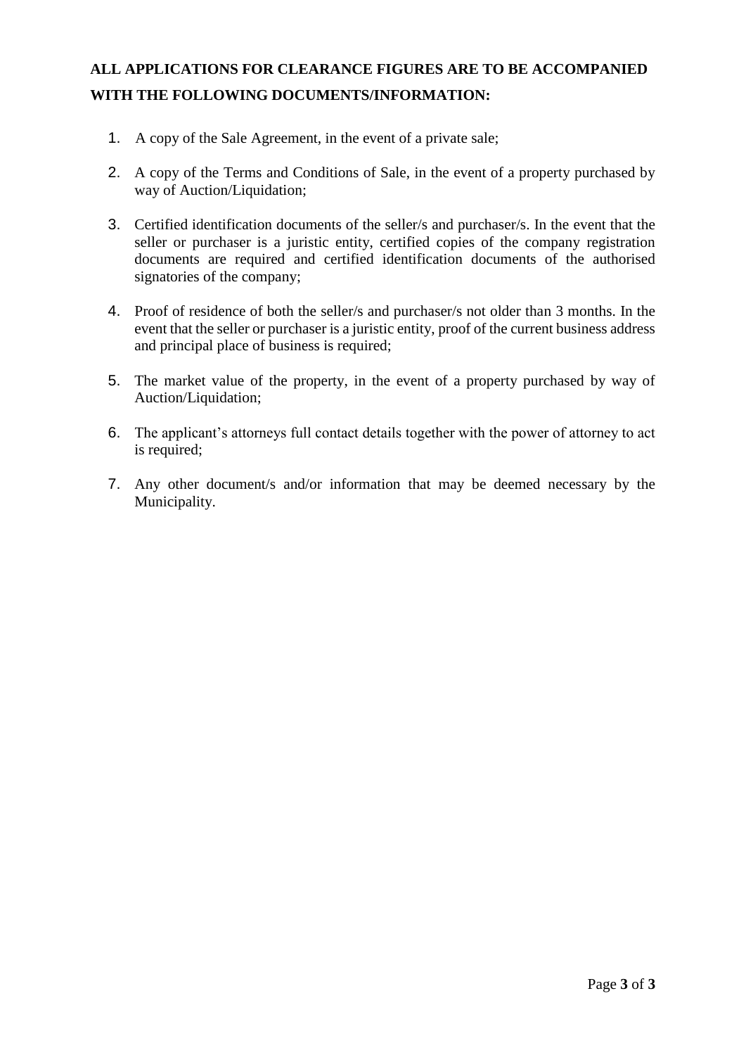**ALL APPLICATIONS FOR CLEARANCE FIGURES ARE TO BE ACCOMPANIED WITH THE FOLLOWING DOCUMENTS/INFORMATION:**

1. A copy of the Sale Agreement, in the event of a private sale;
2. A copy of the Terms and Conditions of Sale, in the event of a property purchased by way of Auction/Liquidation;
3. Certified identification documents of the seller/s and purchaser/s. In the event that the seller or purchaser is a juristic entity, certified copies of the company registration documents are required and certified identification documents of the authorised signatories of the company;
4. Proof of residence of both the seller/s and purchaser/s not older than 3 months. In the event that the seller or purchaser is a juristic entity, proof of the current business address and principal place of business is required;
5. The market value of the property, in the event of a property purchased by way of Auction/Liquidation;
6. The applicant's attorneys full contact details together with the power of attorney to act is required;
7. Any other document/s and/or information that may be deemed necessary by the Municipality.